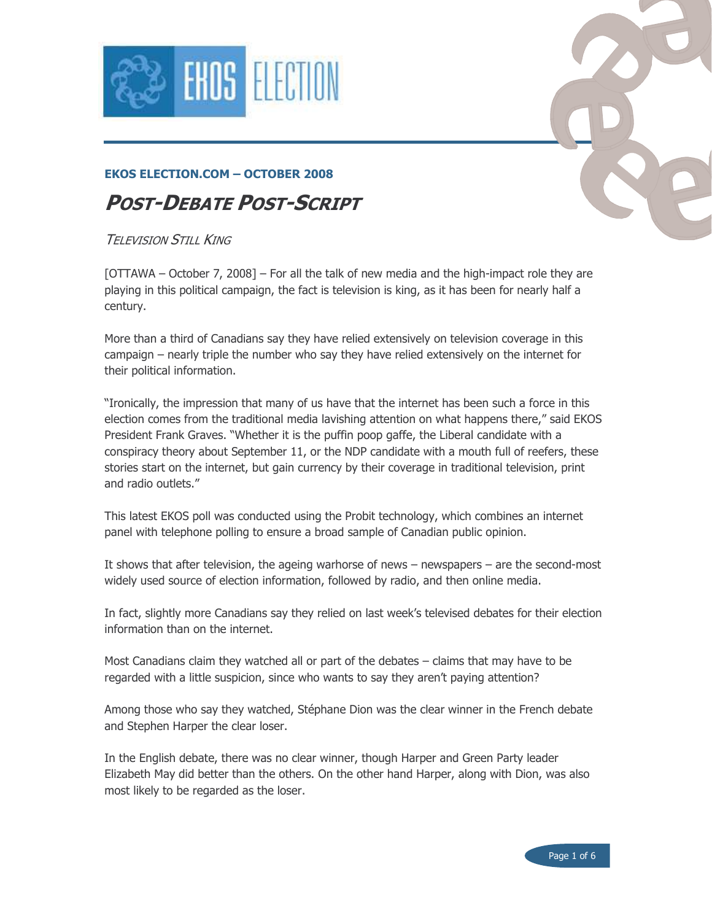**EKOS ELECTION.COM – OCTOBER 2008**

# *POST-DEBATE POST-SCRIPT*

*TELEVISION STILL KING*

[OTTAWA – October 7, 2008] – For all the talk of new media and the high-impact role they are playing in this political campaign, the fact is television is king, as it has been for nearly half a century.

More than a third of Canadians say they have relied extensively on television coverage in this campaign – nearly triple the number who say they have relied extensively on the internet for their political information.

"Ironically, the impression that many of us have that the internet has been such a force in this election comes from the traditional media lavishing attention on what happens there," said EKOS President Frank Graves. "Whether it is the puffin poop gaffe, the Liberal candidate with a conspiracy theory about September 11, or the NDP candidate with a mouth full of reefers, these stories start on the internet, but gain currency by their coverage in traditional television, print and radio outlets."

This latest EKOS poll was conducted using the Probit technology, which combines an internet panel with telephone polling to ensure a broad sample of Canadian public opinion.

It shows that after television, the ageing warhorse of news – newspapers – are the second-most widely used source of election information, followed by radio, and then online media.

In fact, slightly more Canadians say they relied on last week's televised debates for their election information than on the internet.

Most Canadians claim they watched all or part of the debates – claims that may have to be regarded with a little suspicion, since who wants to say they aren't paying attention?

Among those who say they watched, Stéphane Dion was the clear winner in the French debate and Stephen Harper the clear loser.

In the English debate, there was no clear winner, though Harper and Green Party leader Elizabeth May did better than the others. On the other hand Harper, along with Dion, was also most likely to be regarded as the loser.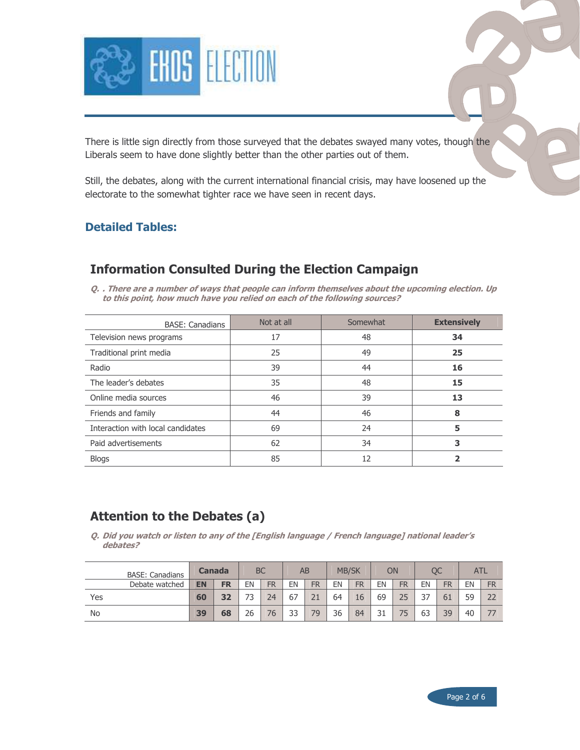There is little sign directly from those surveyed that the debates swayed many votes, though the Liberals seem to have done slightly better than the other parties out of them.

Still, the debates, along with the current international financial crisis, may have loosened up the electorate to the somewhat tighter race we have seen in recent days.

## Detailed Tables:

### Information Consulted During the Election Campaign

***Q. . There are a number of ways that people can inform themselves about the upcoming election. Up to this point, how much have you relied on each of the following sources?***

| BASE: Canadians | Not at all | Somewhat | **Extensively** |
|---|---|---|---|
| Television news programs | 17 | 48 | **34** |
| Traditional print media | 25 | 49 | **25** |
| Radio | 39 | 44 | **16** |
| The leader's debates | 35 | 48 | **15** |
| Online media sources | 46 | 39 | **13** |
| Friends and family | 44 | 46 | **8** |
| Interaction with local candidates | 69 | 24 | **5** |
| Paid advertisements | 62 | 34 | **3** |
| Blogs | 85 | 12 | **2** |

### Attention to the Debates (a)

***Q. Did you watch or listen to any of the [English language / French language] national leader's debates?***

| BASE: Canadians | **Canada** | | BC | | AB | | MB/SK | | ON | | QC | | ATL | |
|---|---|---|---|---|---|---|---|---|---|---|---|---|---|---|
| Debate watched | **EN** | **FR** | EN | FR | EN | FR | EN | FR | EN | FR | EN | FR | EN | FR |
| Yes | **60** | **32** | 73 | 24 | 67 | 21 | 64 | 16 | 69 | 25 | 37 | 61 | 59 | 22 |
| No | **39** | **68** | 26 | 76 | 33 | 79 | 36 | 84 | 31 | 75 | 63 | 39 | 40 | 77 |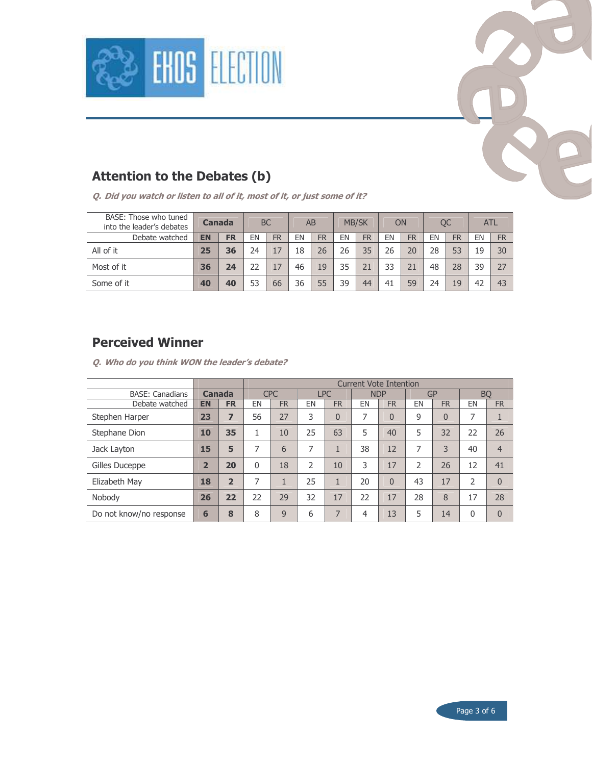## Attention to the Debates (b)

***Q. Did you watch or listen to all of it, most of it, or just some of it?***

| BASE: Those who tuned into the leader's debates | Canada | | BC | | AB | | MB/SK | | ON | | QC | | ATL | |
|---|---|---|---|---|---|---|---|---|---|---|---|---|---|---|
| Debate watched | **EN** | **FR** | EN | FR | EN | FR | EN | FR | EN | FR | EN | FR | EN | FR |
| All of it | **25** | **36** | 24 | 17 | 18 | 26 | 26 | 35 | 26 | 20 | 28 | 53 | 19 | 30 |
| Most of it | **36** | **24** | 22 | 17 | 46 | 19 | 35 | 21 | 33 | 21 | 48 | 28 | 39 | 27 |
| Some of it | **40** | **40** | 53 | 66 | 36 | 55 | 39 | 44 | 41 | 59 | 24 | 19 | 42 | 43 |

## Perceived Winner

***Q. Who do you think WON the leader's debate?***

| | | | Current Vote Intention | | | | | | | | | |
|---|---|---|---|---|---|---|---|---|---|---|---|---|
| BASE: Canadians | Canada | | CPC | | LPC | | NDP | | GP | | BQ | |
| Debate watched | **EN** | **FR** | EN | FR | EN | FR | EN | FR | EN | FR | EN | FR |
| Stephen Harper | **23** | **7** | 56 | 27 | 3 | 0 | 7 | 0 | 9 | 0 | 7 | 1 |
| Stephane Dion | **10** | **35** | 1 | 10 | 25 | 63 | 5 | 40 | 5 | 32 | 22 | 26 |
| Jack Layton | **15** | **5** | 7 | 6 | 7 | 1 | 38 | 12 | 7 | 3 | 40 | 4 |
| Gilles Duceppe | **2** | **20** | 0 | 18 | 2 | 10 | 3 | 17 | 2 | 26 | 12 | 41 |
| Elizabeth May | **18** | **2** | 7 | 1 | 25 | 1 | 20 | 0 | 43 | 17 | 2 | 0 |
| Nobody | **26** | **22** | 22 | 29 | 32 | 17 | 22 | 17 | 28 | 8 | 17 | 28 |
| Do not know/no response | **6** | **8** | 8 | 9 | 6 | 7 | 4 | 13 | 5 | 14 | 0 | 0 |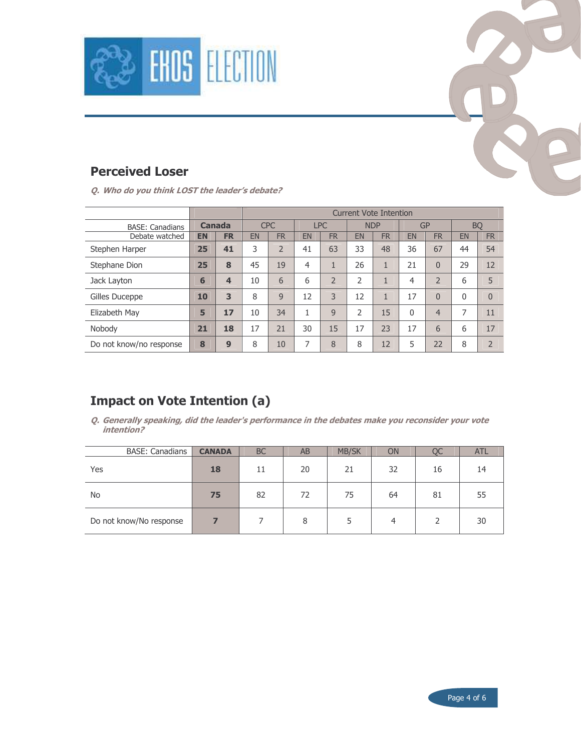## Perceived Loser

***Q. Who do you think LOST the leader's debate?***

| BASE: Canadians | Canada | | Current Vote Intention | | | | | | | | | |
|---|---|---|---|---|---|---|---|---|---|---|---|---|
| | | | CPC | | LPC | | NDP | | GP | | BQ | |
| Debate watched | **EN** | **FR** | EN | FR | EN | FR | EN | FR | EN | FR | EN | FR |
| Stephen Harper | **25** | **41** | 3 | 2 | 41 | 63 | 33 | 48 | 36 | 67 | 44 | 54 |
| Stephane Dion | **25** | **8** | 45 | 19 | 4 | 1 | 26 | 1 | 21 | 0 | 29 | 12 |
| Jack Layton | **6** | **4** | 10 | 6 | 6 | 2 | 2 | 1 | 4 | 2 | 6 | 5 |
| Gilles Duceppe | **10** | **3** | 8 | 9 | 12 | 3 | 12 | 1 | 17 | 0 | 0 | 0 |
| Elizabeth May | **5** | **17** | 10 | 34 | 1 | 9 | 2 | 15 | 0 | 4 | 7 | 11 |
| Nobody | **21** | **18** | 17 | 21 | 30 | 15 | 17 | 23 | 17 | 6 | 6 | 17 |
| Do not know/no response | **8** | **9** | 8 | 10 | 7 | 8 | 8 | 12 | 5 | 22 | 8 | 2 |

## Impact on Vote Intention (a)

***Q. Generally speaking, did the leader's performance in the debates make you reconsider your vote intention?***

| BASE: Canadians | CANADA | BC | AB | MB/SK | ON | QC | ATL |
|---|---|---|---|---|---|---|---|
| Yes | **18** | 11 | 20 | 21 | 32 | 16 | 14 |
| No | **75** | 82 | 72 | 75 | 64 | 81 | 55 |
| Do not know/No response | **7** | 7 | 8 | 5 | 4 | 2 | 30 |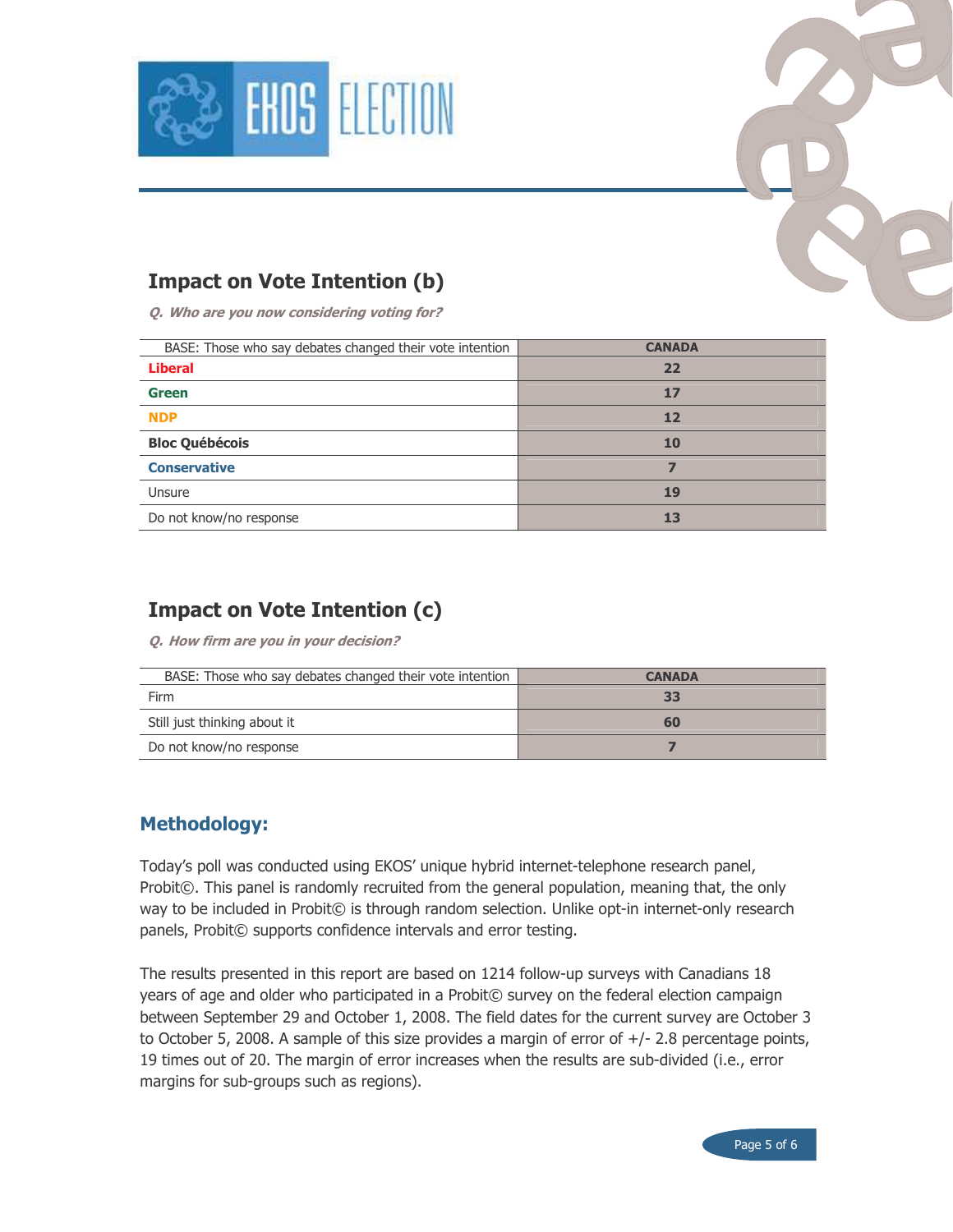## Impact on Vote Intention (b)

***Q. Who are you now considering voting for?***

| BASE: Those who say debates changed their vote intention | CANADA |
|---|---|
| **Liberal** | **22** |
| **Green** | **17** |
| **NDP** | **12** |
| **Bloc Québécois** | **10** |
| **Conservative** | **7** |
| Unsure | **19** |
| Do not know/no response | **13** |

## Impact on Vote Intention (c)

***Q. How firm are you in your decision?***

| BASE: Those who say debates changed their vote intention | CANADA |
|---|---|
| Firm | **33** |
| Still just thinking about it | **60** |
| Do not know/no response | **7** |

## Methodology:

Today's poll was conducted using EKOS' unique hybrid internet-telephone research panel, Probit©. This panel is randomly recruited from the general population, meaning that, the only way to be included in Probit© is through random selection. Unlike opt-in internet-only research panels, Probit© supports confidence intervals and error testing.

The results presented in this report are based on 1214 follow-up surveys with Canadians 18 years of age and older who participated in a Probit© survey on the federal election campaign between September 29 and October 1, 2008. The field dates for the current survey are October 3 to October 5, 2008. A sample of this size provides a margin of error of +/- 2.8 percentage points, 19 times out of 20. The margin of error increases when the results are sub-divided (i.e., error margins for sub-groups such as regions).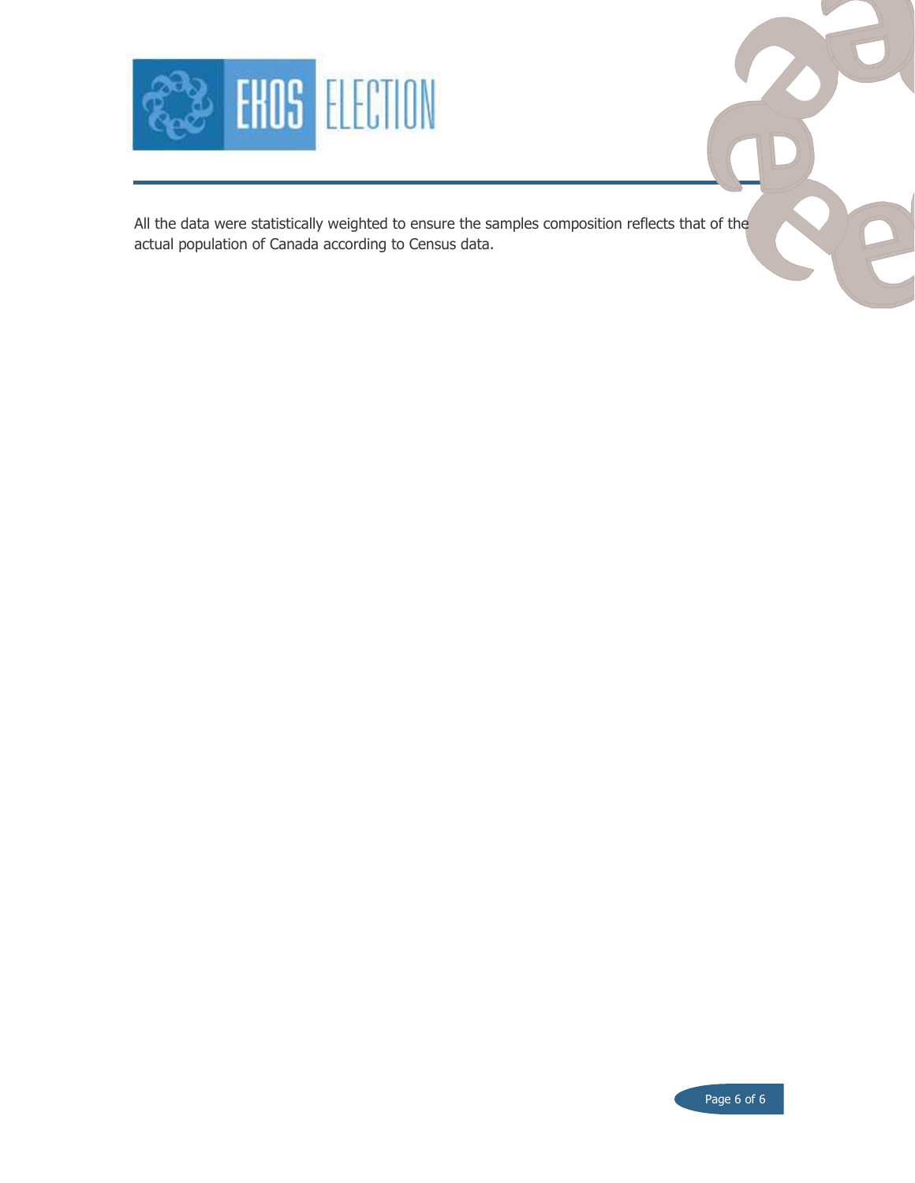All the data were statistically weighted to ensure the samples composition reflects that of the actual population of Canada according to Census data.